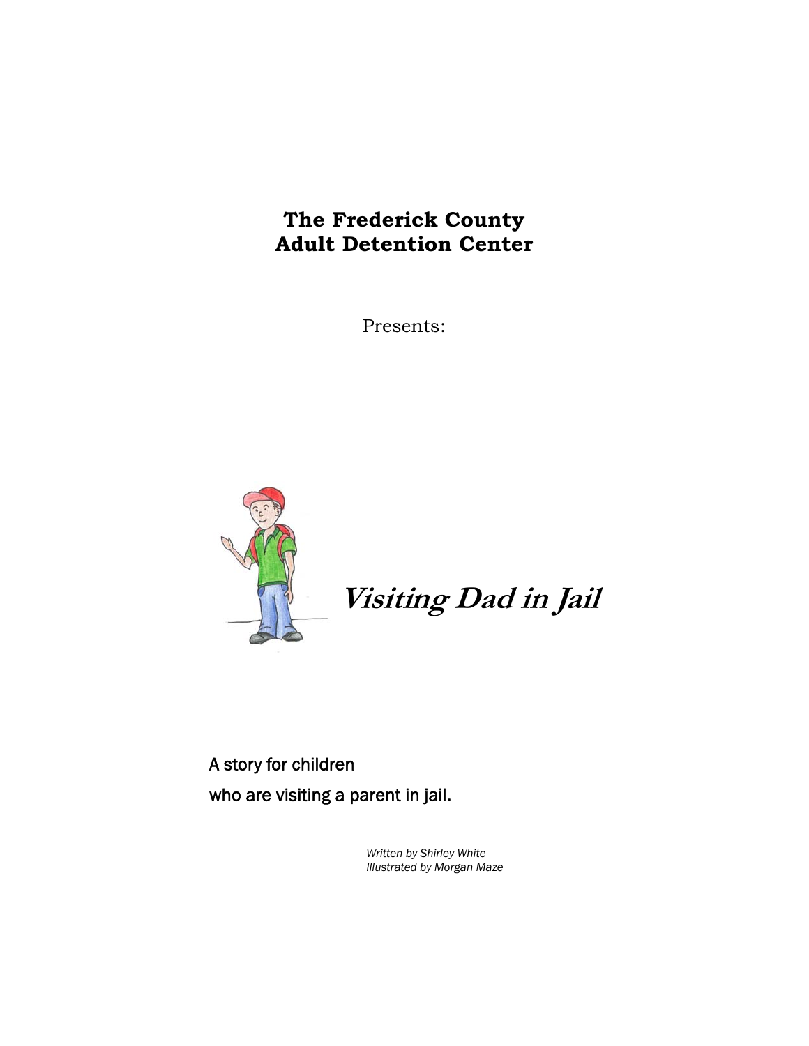**The Frederick County**
**Adult Detention Center**

Presents:

# *Visiting Dad in Jail*

A story for children
who are visiting a parent in jail.

*Written by Shirley White*
*Illustrated by Morgan Maze*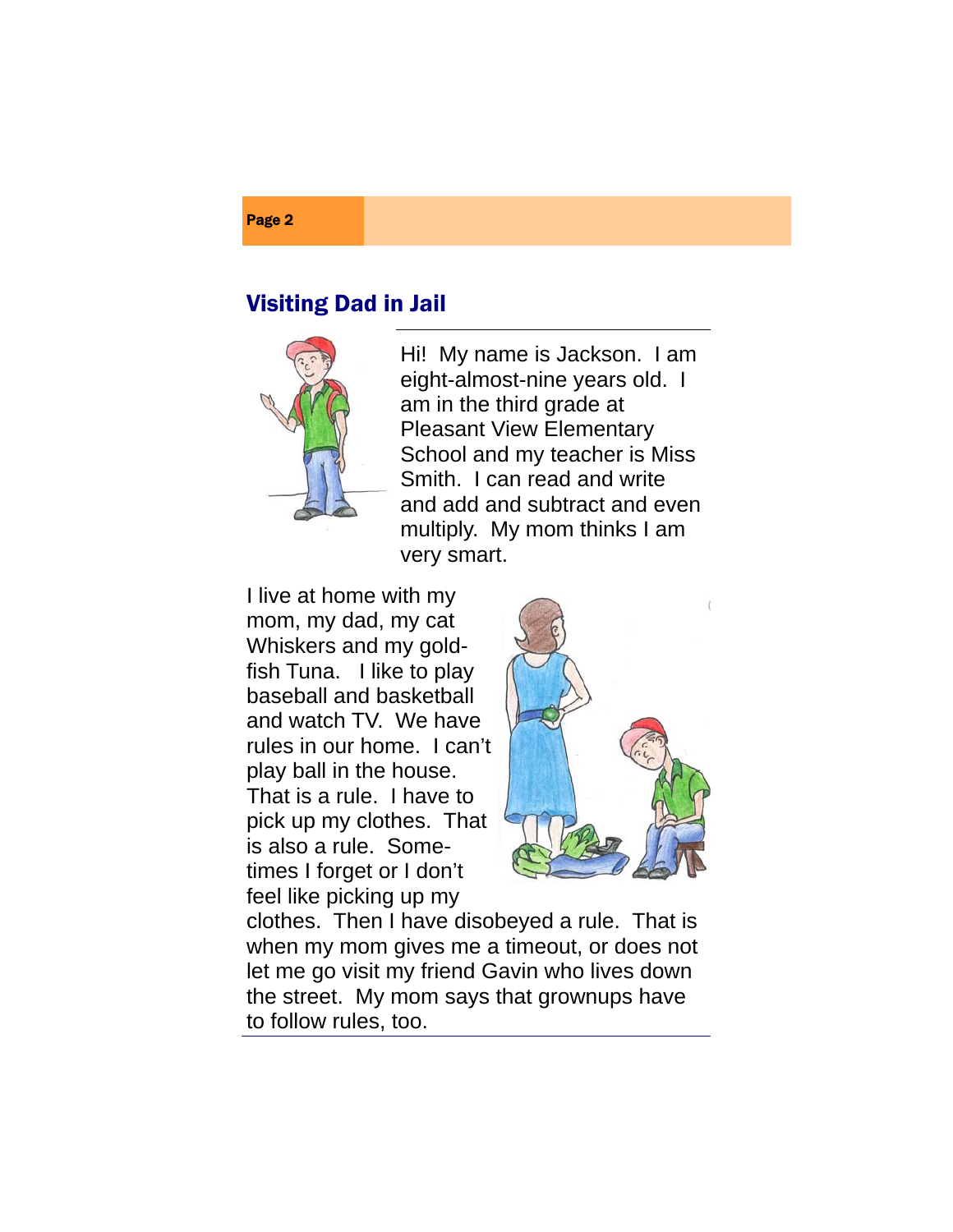## Visiting Dad in Jail

Hi! My name is Jackson. I am eight-almost-nine years old. I am in the third grade at Pleasant View Elementary School and my teacher is Miss Smith. I can read and write and add and subtract and even multiply. My mom thinks I am very smart.

I live at home with my mom, my dad, my cat Whiskers and my goldfish Tuna. I like to play baseball and basketball and watch TV. We have rules in our home. I can't play ball in the house. That is a rule. I have to pick up my clothes. That is also a rule. Sometimes I forget or I don't feel like picking up my clothes. Then I have disobeyed a rule. That is when my mom gives me a timeout, or does not let me go visit my friend Gavin who lives down the street. My mom says that grownups have to follow rules, too.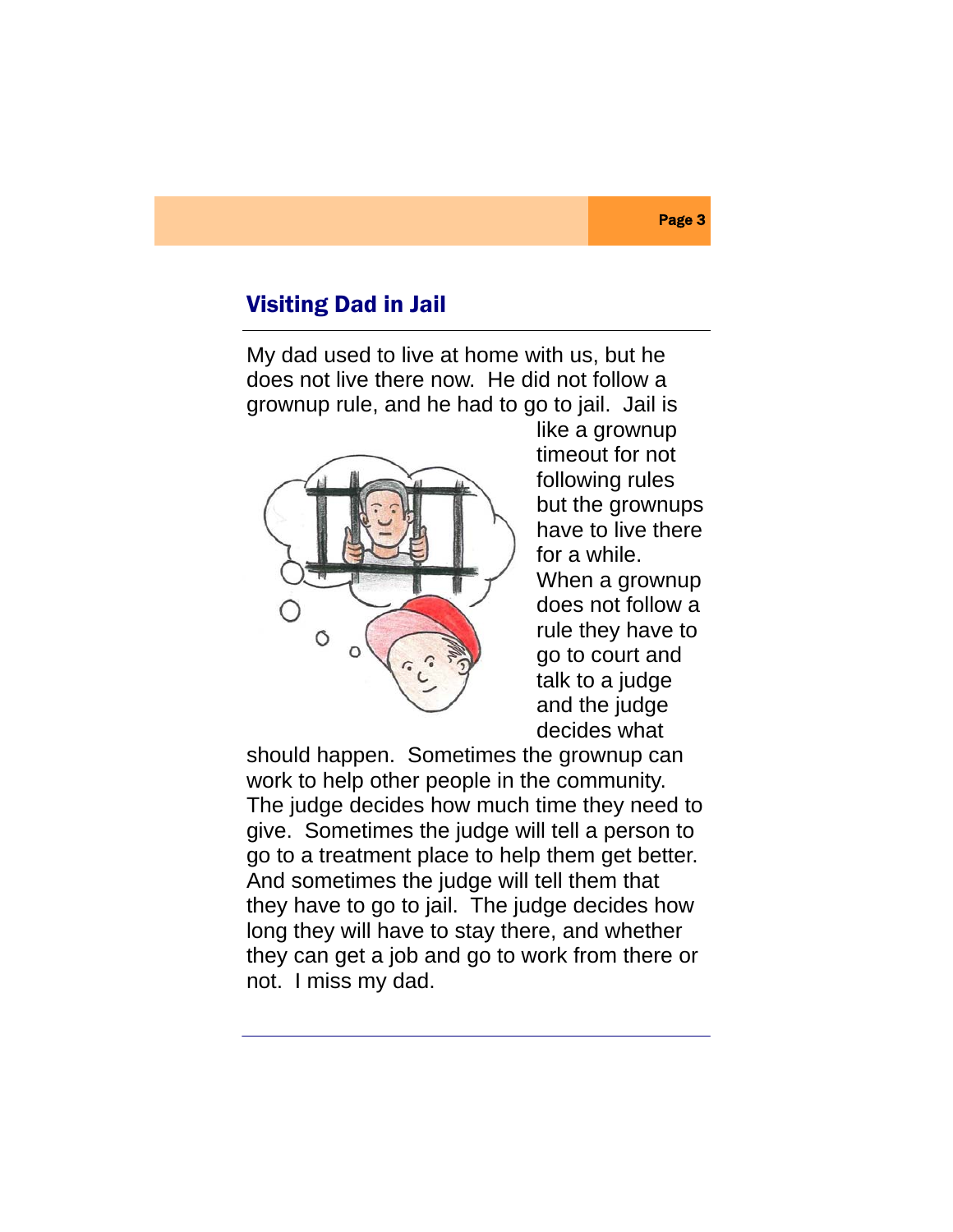## Visiting Dad in Jail

My dad used to live at home with us, but he does not live there now. He did not follow a grownup rule, and he had to go to jail. Jail is like a grownup timeout for not following rules but the grownups have to live there for a while. When a grownup does not follow a rule they have to go to court and talk to a judge and the judge decides what should happen. Sometimes the grownup can work to help other people in the community. The judge decides how much time they need to give. Sometimes the judge will tell a person to go to a treatment place to help them get better. And sometimes the judge will tell them that they have to go to jail. The judge decides how long they will have to stay there, and whether they can get a job and go to work from there or not. I miss my dad.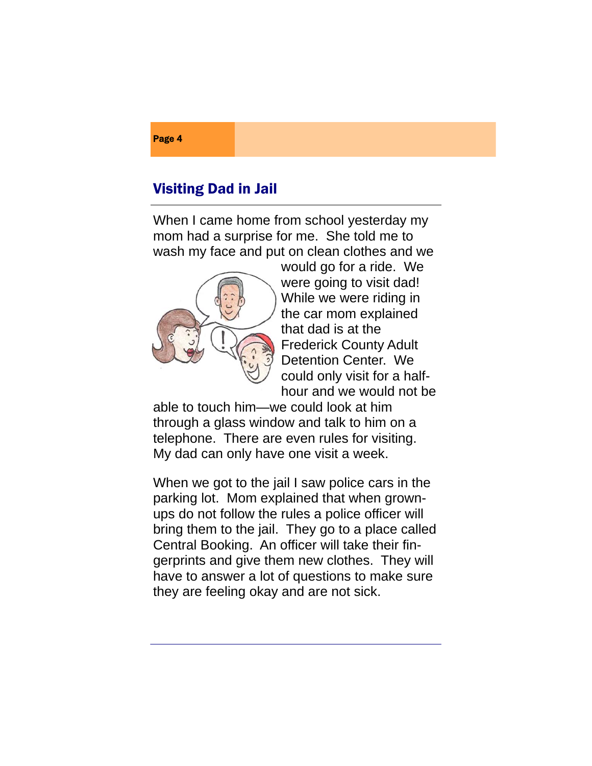## Visiting Dad in Jail

When I came home from school yesterday my mom had a surprise for me. She told me to wash my face and put on clean clothes and we would go for a ride. We were going to visit dad! While we were riding in the car mom explained that dad is at the Frederick County Adult Detention Center. We could only visit for a half-hour and we would not be able to touch him—we could look at him through a glass window and talk to him on a telephone. There are even rules for visiting. My dad can only have one visit a week.

When we got to the jail I saw police cars in the parking lot. Mom explained that when grown-ups do not follow the rules a police officer will bring them to the jail. They go to a place called Central Booking. An officer will take their fingerprints and give them new clothes. They will have to answer a lot of questions to make sure they are feeling okay and are not sick.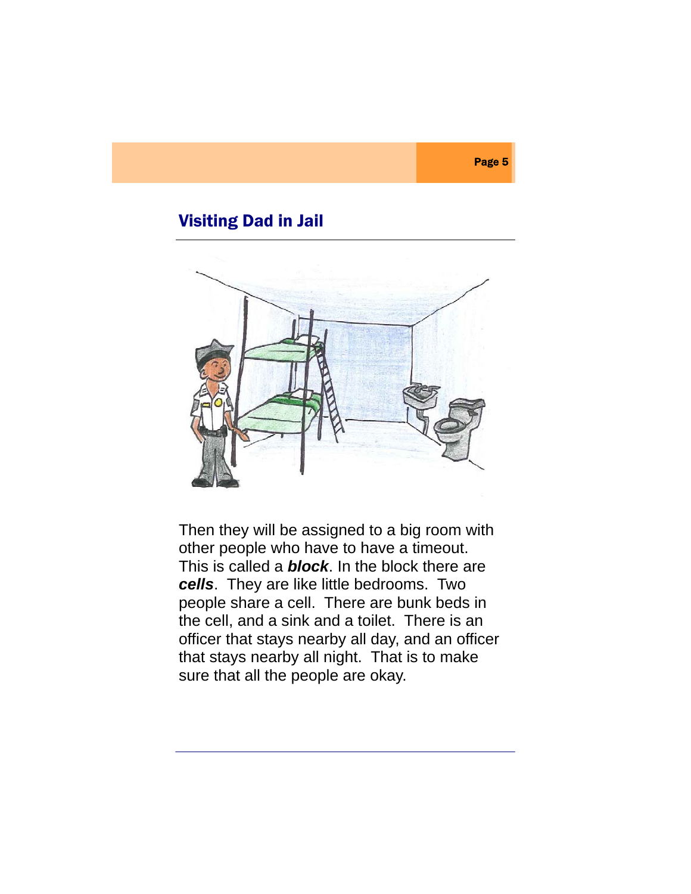## Visiting Dad in Jail

Then they will be assigned to a big room with other people who have to have a timeout. This is called a ***block***. In the block there are ***cells***. They are like little bedrooms. Two people share a cell. There are bunk beds in the cell, and a sink and a toilet. There is an officer that stays nearby all day, and an officer that stays nearby all night. That is to make sure that all the people are okay.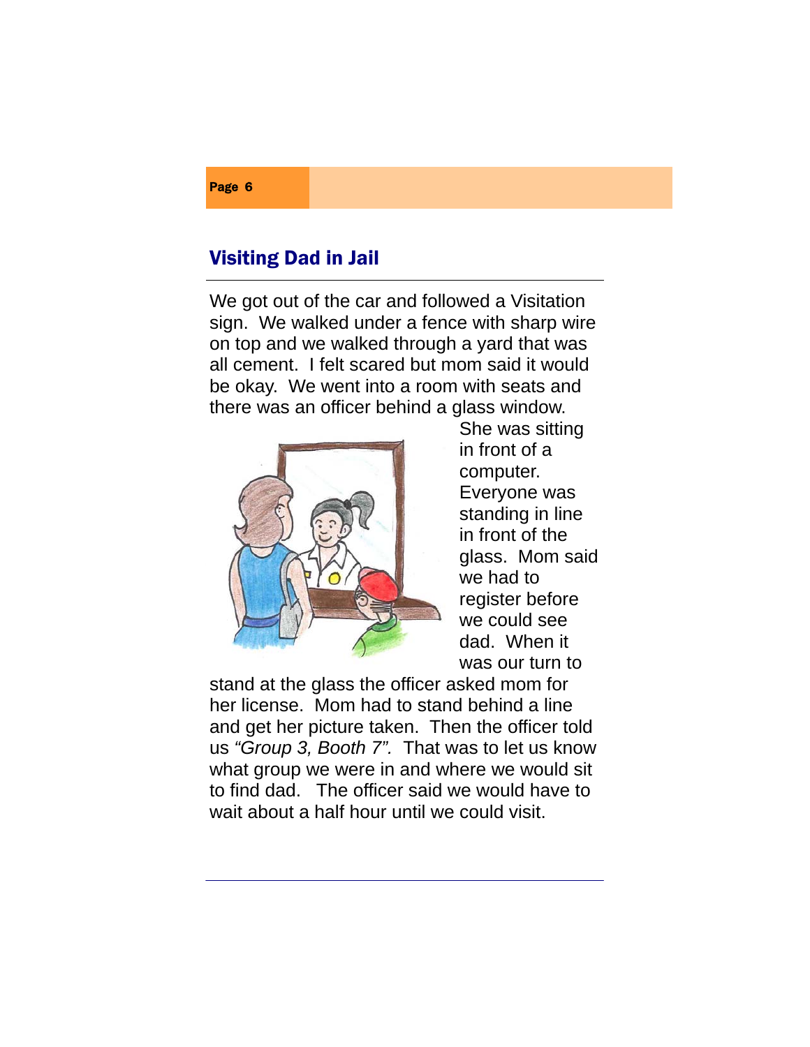## Visiting Dad in Jail

We got out of the car and followed a Visitation sign. We walked under a fence with sharp wire on top and we walked through a yard that was all cement. I felt scared but mom said it would be okay. We went into a room with seats and there was an officer behind a glass window. She was sitting in front of a computer. Everyone was standing in line in front of the glass. Mom said we had to register before we could see dad. When it was our turn to stand at the glass the officer asked mom for her license. Mom had to stand behind a line and get her picture taken. Then the officer told us *"Group 3, Booth 7".* That was to let us know what group we were in and where we would sit to find dad. The officer said we would have to wait about a half hour until we could visit.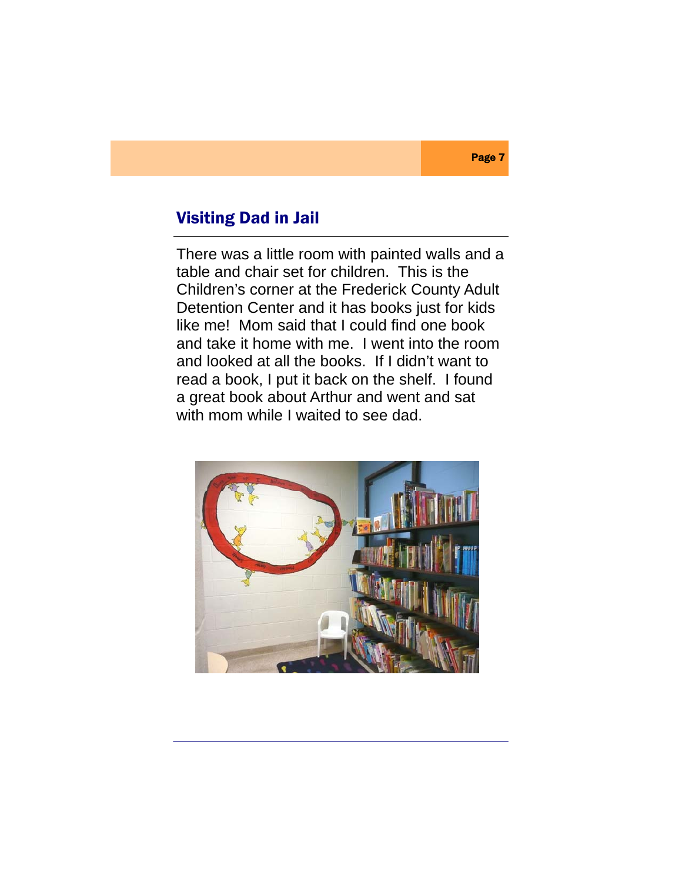## Visiting Dad in Jail

There was a little room with painted walls and a table and chair set for children. This is the Children's corner at the Frederick County Adult Detention Center and it has books just for kids like me! Mom said that I could find one book and take it home with me. I went into the room and looked at all the books. If I didn't want to read a book, I put it back on the shelf. I found a great book about Arthur and went and sat with mom while I waited to see dad.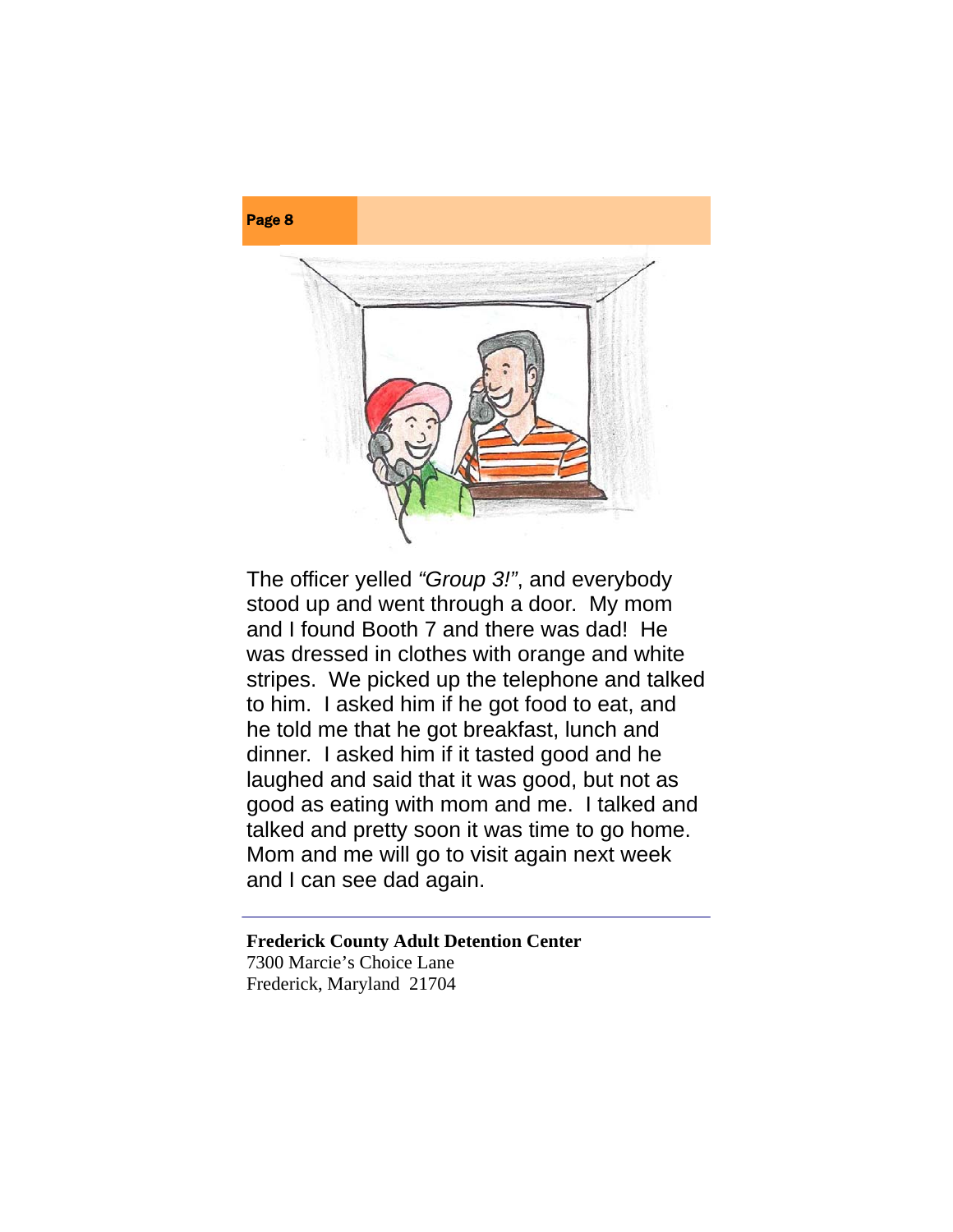The officer yelled *"Group 3!"*, and everybody stood up and went through a door. My mom and I found Booth 7 and there was dad! He was dressed in clothes with orange and white stripes. We picked up the telephone and talked to him. I asked him if he got food to eat, and he told me that he got breakfast, lunch and dinner. I asked him if it tasted good and he laughed and said that it was good, but not as good as eating with mom and me. I talked and talked and pretty soon it was time to go home. Mom and me will go to visit again next week and I can see dad again.

---

**Frederick County Adult Detention Center**
7300 Marcie's Choice Lane
Frederick, Maryland 21704